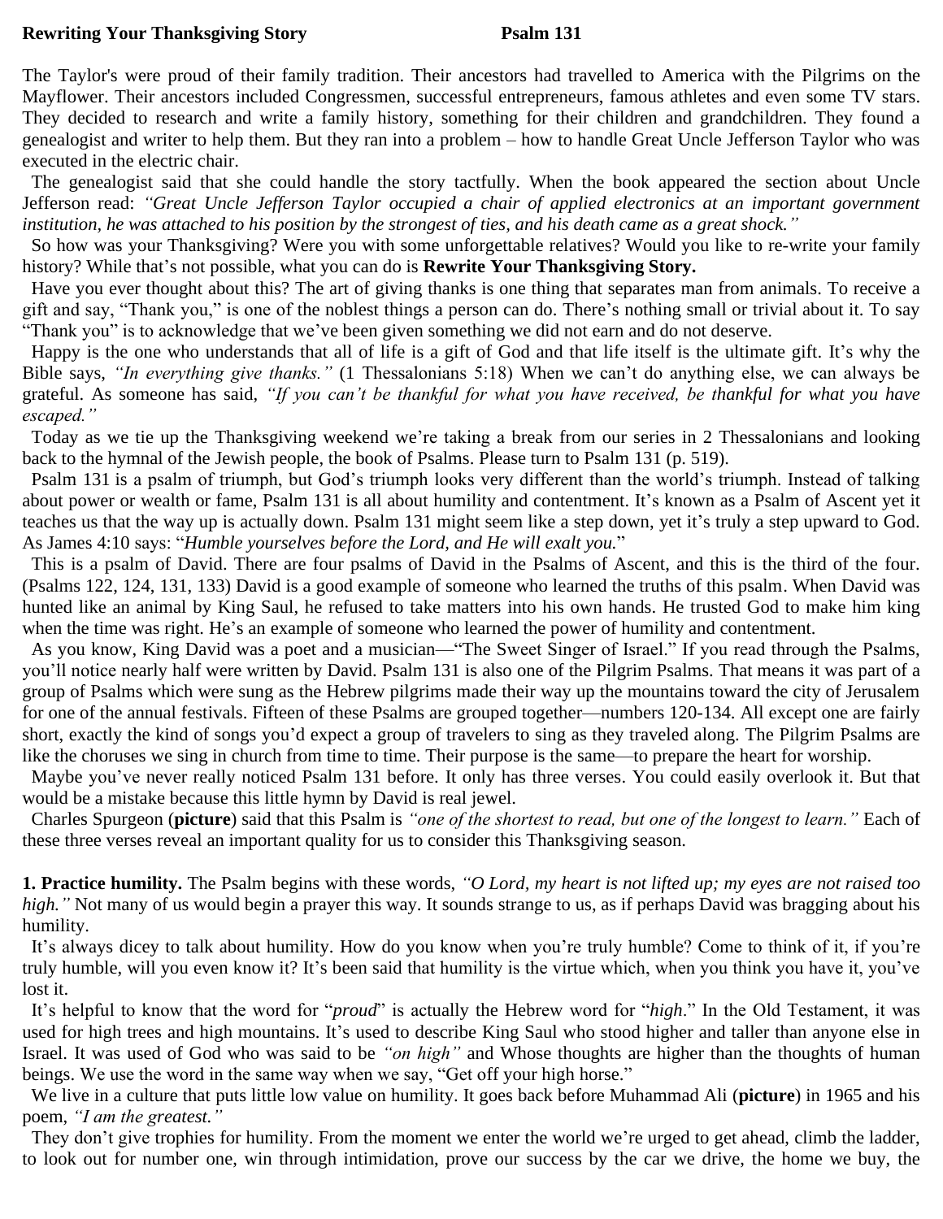**Rewriting Your Thanksgiving Story** **Psalm 131**

The Taylor's were proud of their family tradition. Their ancestors had travelled to America with the Pilgrims on the Mayflower. Their ancestors included Congressmen, successful entrepreneurs, famous athletes and even some TV stars. They decided to research and write a family history, something for their children and grandchildren. They found a genealogist and writer to help them. But they ran into a problem – how to handle Great Uncle Jefferson Taylor who was executed in the electric chair.

The genealogist said that she could handle the story tactfully. When the book appeared the section about Uncle Jefferson read: *"Great Uncle Jefferson Taylor occupied a chair of applied electronics at an important government institution, he was attached to his position by the strongest of ties, and his death came as a great shock."*

So how was your Thanksgiving? Were you with some unforgettable relatives? Would you like to re-write your family history? While that's not possible, what you can do is **Rewrite Your Thanksgiving Story.**

Have you ever thought about this? The art of giving thanks is one thing that separates man from animals. To receive a gift and say, "Thank you," is one of the noblest things a person can do. There's nothing small or trivial about it. To say "Thank you" is to acknowledge that we've been given something we did not earn and do not deserve.

Happy is the one who understands that all of life is a gift of God and that life itself is the ultimate gift. It's why the Bible says, *"In everything give thanks."* (1 Thessalonians 5:18) When we can't do anything else, we can always be grateful. As someone has said, *"If you can't be thankful for what you have received, be thankful for what you have escaped."*

Today as we tie up the Thanksgiving weekend we're taking a break from our series in 2 Thessalonians and looking back to the hymnal of the Jewish people, the book of Psalms. Please turn to Psalm 131 (p. 519).

Psalm 131 is a psalm of triumph, but God's triumph looks very different than the world's triumph. Instead of talking about power or wealth or fame, Psalm 131 is all about humility and contentment. It's known as a Psalm of Ascent yet it teaches us that the way up is actually down. Psalm 131 might seem like a step down, yet it's truly a step upward to God. As James 4:10 says: "*Humble yourselves before the Lord, and He will exalt you.*"

This is a psalm of David. There are four psalms of David in the Psalms of Ascent, and this is the third of the four. (Psalms 122, 124, 131, 133) David is a good example of someone who learned the truths of this psalm. When David was hunted like an animal by King Saul, he refused to take matters into his own hands. He trusted God to make him king when the time was right. He's an example of someone who learned the power of humility and contentment.

As you know, King David was a poet and a musician—"The Sweet Singer of Israel." If you read through the Psalms, you'll notice nearly half were written by David. Psalm 131 is also one of the Pilgrim Psalms. That means it was part of a group of Psalms which were sung as the Hebrew pilgrims made their way up the mountains toward the city of Jerusalem for one of the annual festivals. Fifteen of these Psalms are grouped together—numbers 120-134. All except one are fairly short, exactly the kind of songs you'd expect a group of travelers to sing as they traveled along. The Pilgrim Psalms are like the choruses we sing in church from time to time. Their purpose is the same—to prepare the heart for worship.

Maybe you've never really noticed Psalm 131 before. It only has three verses. You could easily overlook it. But that would be a mistake because this little hymn by David is real jewel.

Charles Spurgeon (**picture**) said that this Psalm is *"one of the shortest to read, but one of the longest to learn."* Each of these three verses reveal an important quality for us to consider this Thanksgiving season.

**1. Practice humility.** The Psalm begins with these words, *"O Lord, my heart is not lifted up; my eyes are not raised too high."* Not many of us would begin a prayer this way. It sounds strange to us, as if perhaps David was bragging about his humility.

It's always dicey to talk about humility. How do you know when you're truly humble? Come to think of it, if you're truly humble, will you even know it? It's been said that humility is the virtue which, when you think you have it, you've lost it.

It's helpful to know that the word for "*proud*" is actually the Hebrew word for "*high*." In the Old Testament, it was used for high trees and high mountains. It's used to describe King Saul who stood higher and taller than anyone else in Israel. It was used of God who was said to be *"on high"* and Whose thoughts are higher than the thoughts of human beings. We use the word in the same way when we say, "Get off your high horse."

We live in a culture that puts little low value on humility. It goes back before Muhammad Ali (**picture**) in 1965 and his poem, *"I am the greatest."*

They don't give trophies for humility. From the moment we enter the world we're urged to get ahead, climb the ladder, to look out for number one, win through intimidation, prove our success by the car we drive, the home we buy, the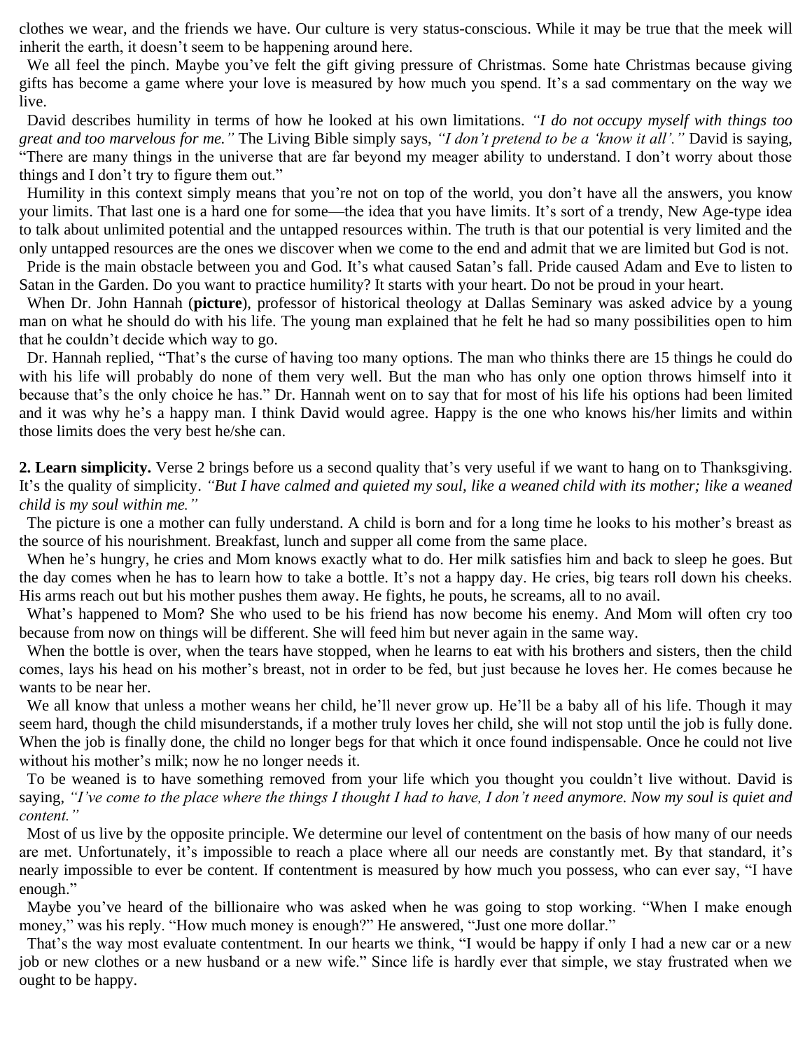clothes we wear, and the friends we have. Our culture is very status-conscious. While it may be true that the meek will inherit the earth, it doesn't seem to be happening around here.

We all feel the pinch. Maybe you've felt the gift giving pressure of Christmas. Some hate Christmas because giving gifts has become a game where your love is measured by how much you spend. It's a sad commentary on the way we live.

David describes humility in terms of how he looked at his own limitations. *"I do not occupy myself with things too great and too marvelous for me."* The Living Bible simply says, *"I don't pretend to be a 'know it all'."* David is saying, "There are many things in the universe that are far beyond my meager ability to understand. I don't worry about those things and I don't try to figure them out."

Humility in this context simply means that you're not on top of the world, you don't have all the answers, you know your limits. That last one is a hard one for some—the idea that you have limits. It's sort of a trendy, New Age-type idea to talk about unlimited potential and the untapped resources within. The truth is that our potential is very limited and the only untapped resources are the ones we discover when we come to the end and admit that we are limited but God is not.

Pride is the main obstacle between you and God. It's what caused Satan's fall. Pride caused Adam and Eve to listen to Satan in the Garden. Do you want to practice humility? It starts with your heart. Do not be proud in your heart.

When Dr. John Hannah (**picture**), professor of historical theology at Dallas Seminary was asked advice by a young man on what he should do with his life. The young man explained that he felt he had so many possibilities open to him that he couldn't decide which way to go.

Dr. Hannah replied, "That's the curse of having too many options. The man who thinks there are 15 things he could do with his life will probably do none of them very well. But the man who has only one option throws himself into it because that's the only choice he has." Dr. Hannah went on to say that for most of his life his options had been limited and it was why he's a happy man. I think David would agree. Happy is the one who knows his/her limits and within those limits does the very best he/she can.

**2. Learn simplicity.** Verse 2 brings before us a second quality that's very useful if we want to hang on to Thanksgiving. It's the quality of simplicity. *"But I have calmed and quieted my soul, like a weaned child with its mother; like a weaned child is my soul within me."*

The picture is one a mother can fully understand. A child is born and for a long time he looks to his mother's breast as the source of his nourishment. Breakfast, lunch and supper all come from the same place.

When he's hungry, he cries and Mom knows exactly what to do. Her milk satisfies him and back to sleep he goes. But the day comes when he has to learn how to take a bottle. It's not a happy day. He cries, big tears roll down his cheeks. His arms reach out but his mother pushes them away. He fights, he pouts, he screams, all to no avail.

What's happened to Mom? She who used to be his friend has now become his enemy. And Mom will often cry too because from now on things will be different. She will feed him but never again in the same way.

When the bottle is over, when the tears have stopped, when he learns to eat with his brothers and sisters, then the child comes, lays his head on his mother's breast, not in order to be fed, but just because he loves her. He comes because he wants to be near her.

We all know that unless a mother weans her child, he'll never grow up. He'll be a baby all of his life. Though it may seem hard, though the child misunderstands, if a mother truly loves her child, she will not stop until the job is fully done. When the job is finally done, the child no longer begs for that which it once found indispensable. Once he could not live without his mother's milk; now he no longer needs it.

To be weaned is to have something removed from your life which you thought you couldn't live without. David is saying, *"I've come to the place where the things I thought I had to have, I don't need anymore. Now my soul is quiet and content."*

Most of us live by the opposite principle. We determine our level of contentment on the basis of how many of our needs are met. Unfortunately, it's impossible to reach a place where all our needs are constantly met. By that standard, it's nearly impossible to ever be content. If contentment is measured by how much you possess, who can ever say, "I have enough."

Maybe you've heard of the billionaire who was asked when he was going to stop working. "When I make enough money," was his reply. "How much money is enough?" He answered, "Just one more dollar."

That's the way most evaluate contentment. In our hearts we think, "I would be happy if only I had a new car or a new job or new clothes or a new husband or a new wife." Since life is hardly ever that simple, we stay frustrated when we ought to be happy.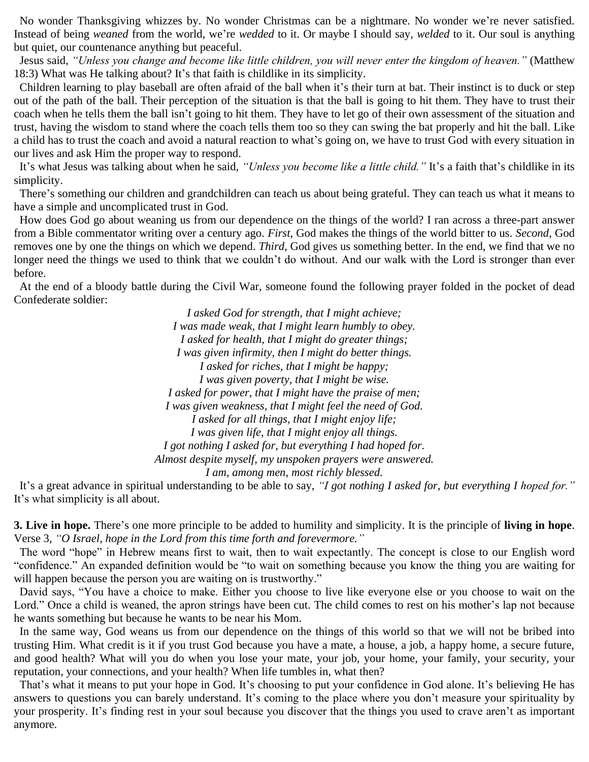No wonder Thanksgiving whizzes by. No wonder Christmas can be a nightmare. No wonder we're never satisfied. Instead of being *weaned* from the world, we're *wedded* to it. Or maybe I should say, *welded* to it. Our soul is anything but quiet, our countenance anything but peaceful.

Jesus said, *"Unless you change and become like little children, you will never enter the kingdom of heaven."* (Matthew 18:3) What was He talking about? It's that faith is childlike in its simplicity.

Children learning to play baseball are often afraid of the ball when it's their turn at bat. Their instinct is to duck or step out of the path of the ball. Their perception of the situation is that the ball is going to hit them. They have to trust their coach when he tells them the ball isn't going to hit them. They have to let go of their own assessment of the situation and trust, having the wisdom to stand where the coach tells them too so they can swing the bat properly and hit the ball. Like a child has to trust the coach and avoid a natural reaction to what's going on, we have to trust God with every situation in our lives and ask Him the proper way to respond.

It's what Jesus was talking about when he said, *"Unless you become like a little child."* It's a faith that's childlike in its simplicity.

There's something our children and grandchildren can teach us about being grateful. They can teach us what it means to have a simple and uncomplicated trust in God.

How does God go about weaning us from our dependence on the things of the world? I ran across a three-part answer from a Bible commentator writing over a century ago. *First*, God makes the things of the world bitter to us. *Second*, God removes one by one the things on which we depend. *Third*, God gives us something better. In the end, we find that we no longer need the things we used to think that we couldn't do without. And our walk with the Lord is stronger than ever before.

At the end of a bloody battle during the Civil War, someone found the following prayer folded in the pocket of dead Confederate soldier:

*I asked God for strength, that I might achieve;*
*I was made weak, that I might learn humbly to obey.*
*I asked for health, that I might do greater things;*
*I was given infirmity, then I might do better things.*
*I asked for riches, that I might be happy;*
*I was given poverty, that I might be wise.*
*I asked for power, that I might have the praise of men;*
*I was given weakness, that I might feel the need of God.*
*I asked for all things, that I might enjoy life;*
*I was given life, that I might enjoy all things.*
*I got nothing I asked for, but everything I had hoped for.*
*Almost despite myself, my unspoken prayers were answered.*
*I am, among men, most richly blessed.*

It's a great advance in spiritual understanding to be able to say, *"I got nothing I asked for, but everything I hoped for."* It's what simplicity is all about.

**3. Live in hope.** There's one more principle to be added to humility and simplicity. It is the principle of **living in hope**. Verse 3, *"O Israel, hope in the Lord from this time forth and forevermore."*

The word "hope" in Hebrew means first to wait, then to wait expectantly. The concept is close to our English word "confidence." An expanded definition would be "to wait on something because you know the thing you are waiting for will happen because the person you are waiting on is trustworthy."

David says, "You have a choice to make. Either you choose to live like everyone else or you choose to wait on the Lord." Once a child is weaned, the apron strings have been cut. The child comes to rest on his mother's lap not because he wants something but because he wants to be near his Mom.

In the same way, God weans us from our dependence on the things of this world so that we will not be bribed into trusting Him. What credit is it if you trust God because you have a mate, a house, a job, a happy home, a secure future, and good health? What will you do when you lose your mate, your job, your home, your family, your security, your reputation, your connections, and your health? When life tumbles in, what then?

That's what it means to put your hope in God. It's choosing to put your confidence in God alone. It's believing He has answers to questions you can barely understand. It's coming to the place where you don't measure your spirituality by your prosperity. It's finding rest in your soul because you discover that the things you used to crave aren't as important anymore.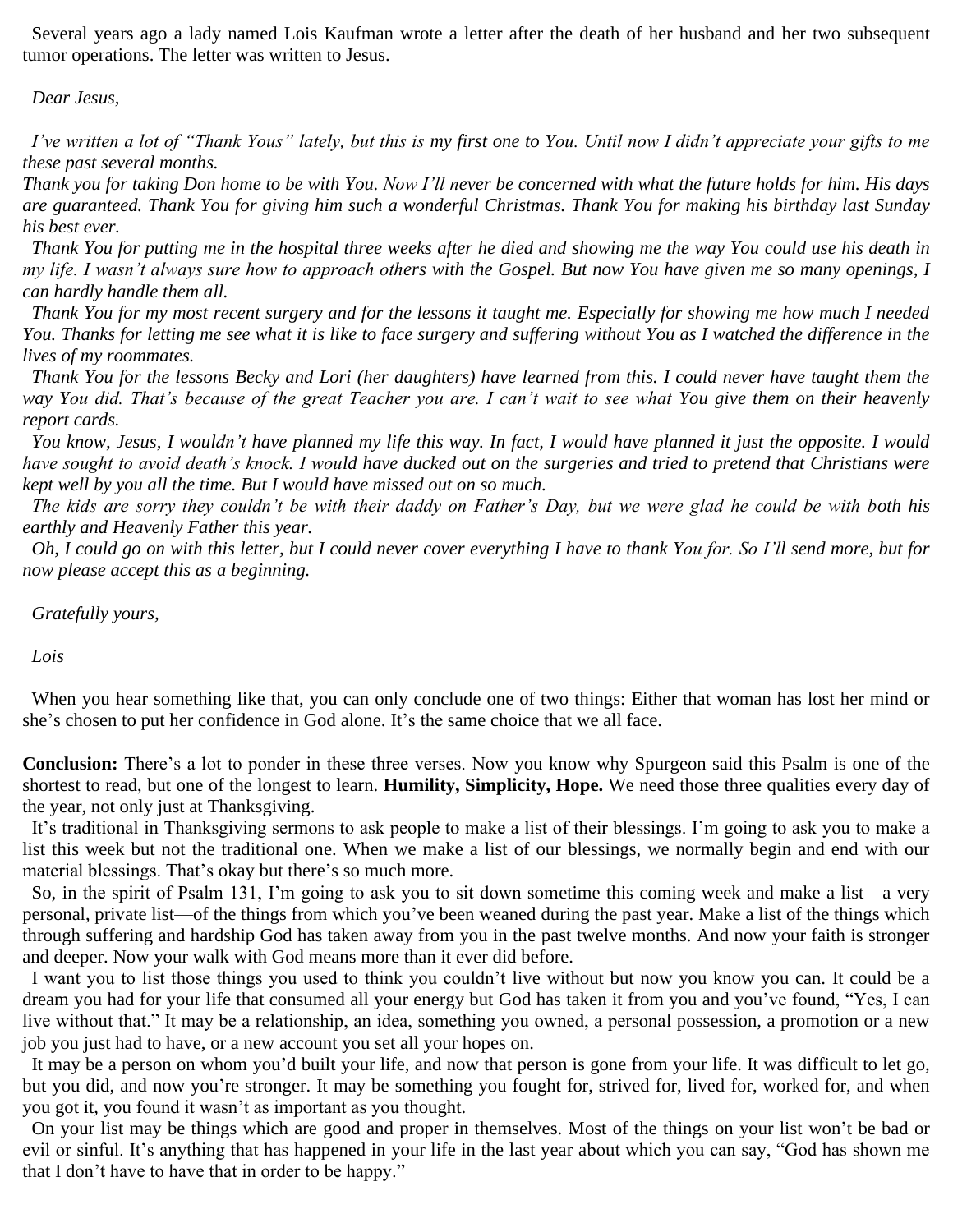Several years ago a lady named Lois Kaufman wrote a letter after the death of her husband and her two subsequent tumor operations. The letter was written to Jesus.

*Dear Jesus,*

*I've written a lot of "Thank Yous" lately, but this is my first one to You. Until now I didn't appreciate your gifts to me these past several months.*

*Thank you for taking Don home to be with You. Now I'll never be concerned with what the future holds for him. His days are guaranteed. Thank You for giving him such a wonderful Christmas. Thank You for making his birthday last Sunday his best ever.*

*Thank You for putting me in the hospital three weeks after he died and showing me the way You could use his death in my life. I wasn't always sure how to approach others with the Gospel. But now You have given me so many openings, I can hardly handle them all.*

*Thank You for my most recent surgery and for the lessons it taught me. Especially for showing me how much I needed You. Thanks for letting me see what it is like to face surgery and suffering without You as I watched the difference in the lives of my roommates.*

*Thank You for the lessons Becky and Lori (her daughters) have learned from this. I could never have taught them the way You did. That's because of the great Teacher you are. I can't wait to see what You give them on their heavenly report cards.*

*You know, Jesus, I wouldn't have planned my life this way. In fact, I would have planned it just the opposite. I would have sought to avoid death's knock. I would have ducked out on the surgeries and tried to pretend that Christians were kept well by you all the time. But I would have missed out on so much.*

*The kids are sorry they couldn't be with their daddy on Father's Day, but we were glad he could be with both his earthly and Heavenly Father this year.*

*Oh, I could go on with this letter, but I could never cover everything I have to thank You for. So I'll send more, but for now please accept this as a beginning.*

*Gratefully yours,*

*Lois*

When you hear something like that, you can only conclude one of two things: Either that woman has lost her mind or she's chosen to put her confidence in God alone. It's the same choice that we all face.

**Conclusion:** There's a lot to ponder in these three verses. Now you know why Spurgeon said this Psalm is one of the shortest to read, but one of the longest to learn. **Humility, Simplicity, Hope.** We need those three qualities every day of the year, not only just at Thanksgiving.

It's traditional in Thanksgiving sermons to ask people to make a list of their blessings. I'm going to ask you to make a list this week but not the traditional one. When we make a list of our blessings, we normally begin and end with our material blessings. That's okay but there's so much more.

So, in the spirit of Psalm 131, I'm going to ask you to sit down sometime this coming week and make a list—a very personal, private list—of the things from which you've been weaned during the past year. Make a list of the things which through suffering and hardship God has taken away from you in the past twelve months. And now your faith is stronger and deeper. Now your walk with God means more than it ever did before.

I want you to list those things you used to think you couldn't live without but now you know you can. It could be a dream you had for your life that consumed all your energy but God has taken it from you and you've found, "Yes, I can live without that." It may be a relationship, an idea, something you owned, a personal possession, a promotion or a new job you just had to have, or a new account you set all your hopes on.

It may be a person on whom you'd built your life, and now that person is gone from your life. It was difficult to let go, but you did, and now you're stronger. It may be something you fought for, strived for, lived for, worked for, and when you got it, you found it wasn't as important as you thought.

On your list may be things which are good and proper in themselves. Most of the things on your list won't be bad or evil or sinful. It's anything that has happened in your life in the last year about which you can say, "God has shown me that I don't have to have that in order to be happy."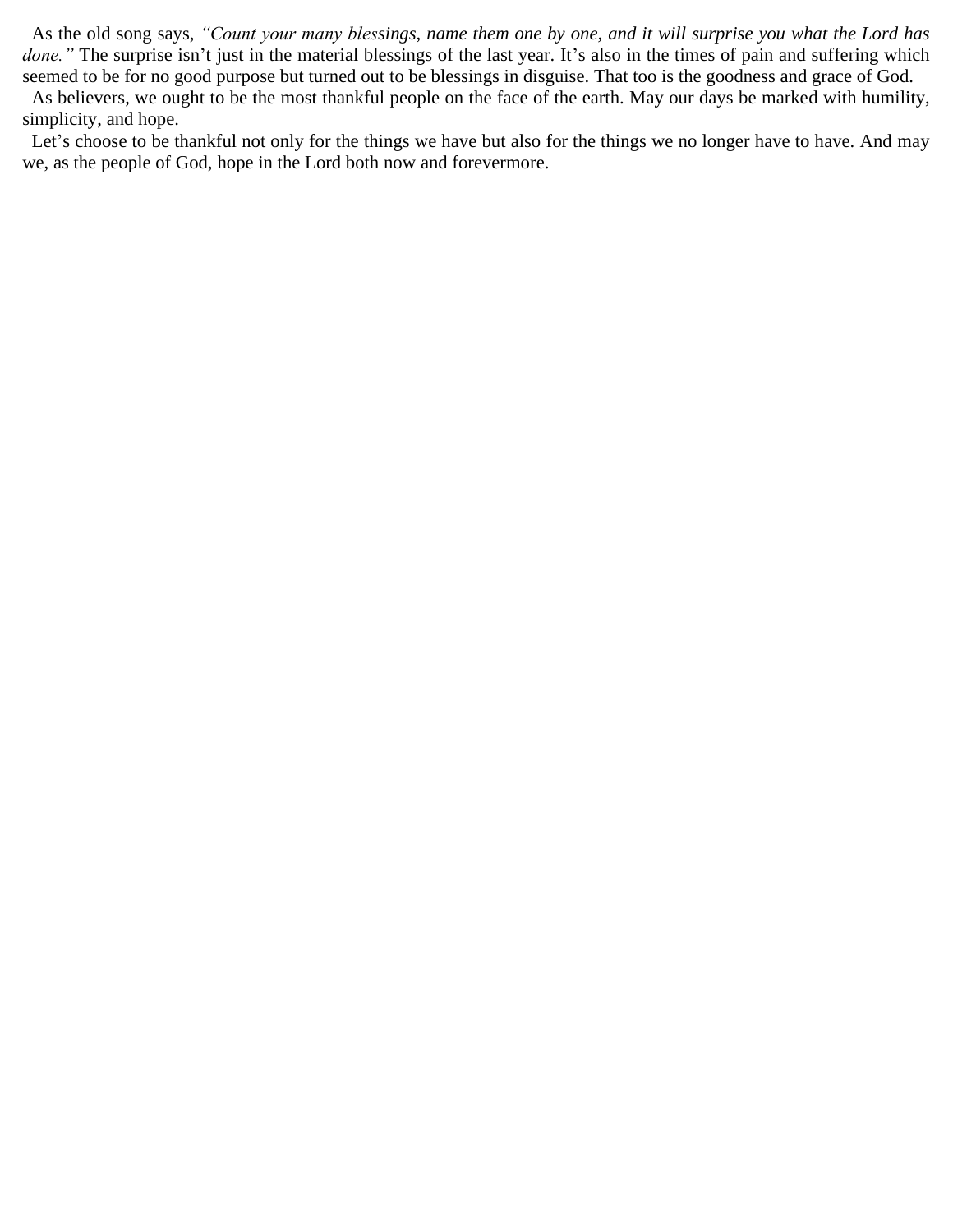As the old song says, *"Count your many blessings, name them one by one, and it will surprise you what the Lord has done."* The surprise isn't just in the material blessings of the last year. It's also in the times of pain and suffering which seemed to be for no good purpose but turned out to be blessings in disguise. That too is the goodness and grace of God.

As believers, we ought to be the most thankful people on the face of the earth. May our days be marked with humility, simplicity, and hope.

Let's choose to be thankful not only for the things we have but also for the things we no longer have to have. And may we, as the people of God, hope in the Lord both now and forevermore.